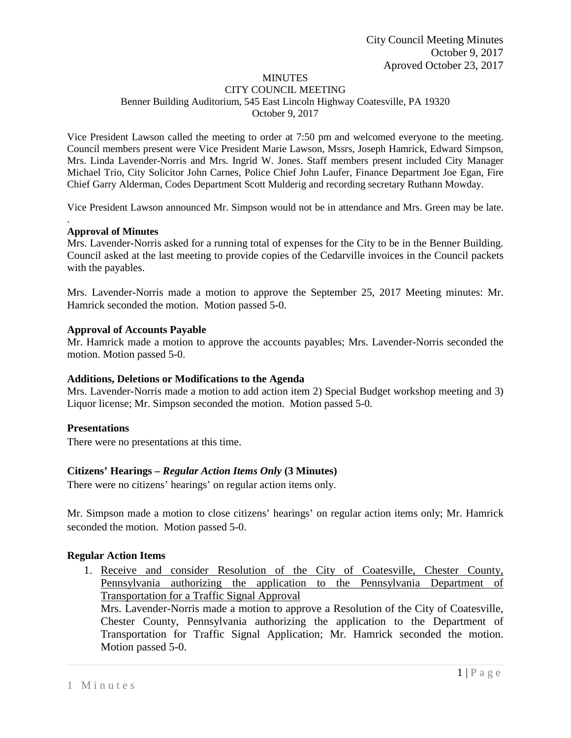City Council Meeting Minutes
October 9, 2017
Aproved October 23, 2017

MINUTES
CITY COUNCIL MEETING
Benner Building Auditorium, 545 East Lincoln Highway Coatesville, PA 19320
October 9, 2017

Vice President Lawson called the meeting to order at 7:50 pm and welcomed everyone to the meeting. Council members present were Vice President Marie Lawson, Mssrs, Joseph Hamrick, Edward Simpson, Mrs. Linda Lavender-Norris and Mrs. Ingrid W. Jones. Staff members present included City Manager Michael Trio, City Solicitor John Carnes, Police Chief John Laufer, Finance Department Joe Egan, Fire Chief Garry Alderman, Codes Department Scott Mulderig and recording secretary Ruthann Mowday.

Vice President Lawson announced Mr. Simpson would not be in attendance and Mrs. Green may be late.
.

**Approval of Minutes**

Mrs. Lavender-Norris asked for a running total of expenses for the City to be in the Benner Building. Council asked at the last meeting to provide copies of the Cedarville invoices in the Council packets with the payables.

Mrs. Lavender-Norris made a motion to approve the September 25, 2017 Meeting minutes: Mr. Hamrick seconded the motion. Motion passed 5-0.

**Approval of Accounts Payable**

Mr. Hamrick made a motion to approve the accounts payables; Mrs. Lavender-Norris seconded the motion. Motion passed 5-0.

**Additions, Deletions or Modifications to the Agenda**

Mrs. Lavender-Norris made a motion to add action item 2) Special Budget workshop meeting and 3) Liquor license; Mr. Simpson seconded the motion. Motion passed 5-0.

**Presentations**

There were no presentations at this time.

**Citizens' Hearings – *Regular Action Items Only* (3 Minutes)**

There were no citizens' hearings' on regular action items only.

Mr. Simpson made a motion to close citizens' hearings' on regular action items only; Mr. Hamrick seconded the motion. Motion passed 5-0.

**Regular Action Items**

1. <u>Receive and consider Resolution of the City of Coatesville, Chester County, Pennsylvania authorizing the application to the Pennsylvania Department of Transportation for a Traffic Signal Approval</u>
   Mrs. Lavender-Norris made a motion to approve a Resolution of the City of Coatesville, Chester County, Pennsylvania authorizing the application to the Department of Transportation for Traffic Signal Application; Mr. Hamrick seconded the motion. Motion passed 5-0.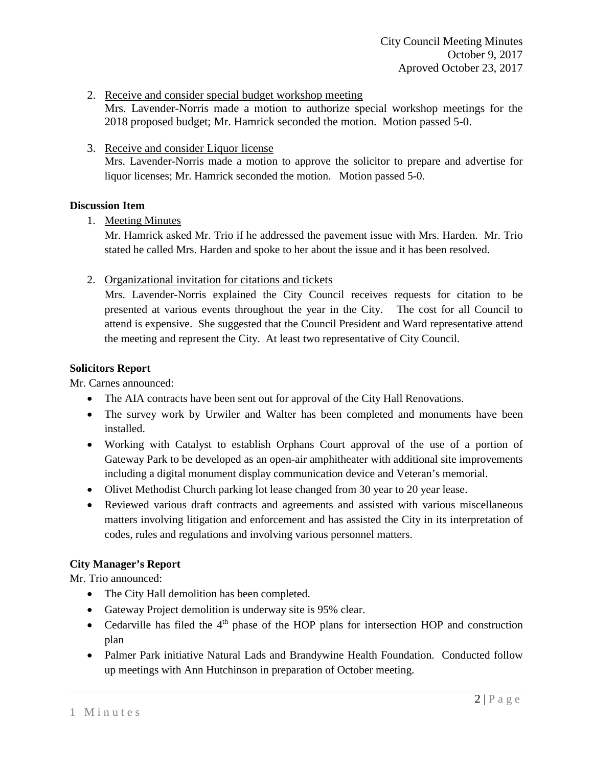2. Receive and consider special budget workshop meeting
   Mrs. Lavender-Norris made a motion to authorize special workshop meetings for the 2018 proposed budget; Mr. Hamrick seconded the motion. Motion passed 5-0.

3. Receive and consider Liquor license
   Mrs. Lavender-Norris made a motion to approve the solicitor to prepare and advertise for liquor licenses; Mr. Hamrick seconded the motion. Motion passed 5-0.

**Discussion Item**

1. Meeting Minutes
   Mr. Hamrick asked Mr. Trio if he addressed the pavement issue with Mrs. Harden. Mr. Trio stated he called Mrs. Harden and spoke to her about the issue and it has been resolved.

2. Organizational invitation for citations and tickets
   Mrs. Lavender-Norris explained the City Council receives requests for citation to be presented at various events throughout the year in the City. The cost for all Council to attend is expensive. She suggested that the Council President and Ward representative attend the meeting and represent the City. At least two representative of City Council.

**Solicitors Report**

Mr. Carnes announced:

- The AIA contracts have been sent out for approval of the City Hall Renovations.
- The survey work by Urwiler and Walter has been completed and monuments have been installed.
- Working with Catalyst to establish Orphans Court approval of the use of a portion of Gateway Park to be developed as an open-air amphitheater with additional site improvements including a digital monument display communication device and Veteran's memorial.
- Olivet Methodist Church parking lot lease changed from 30 year to 20 year lease.
- Reviewed various draft contracts and agreements and assisted with various miscellaneous matters involving litigation and enforcement and has assisted the City in its interpretation of codes, rules and regulations and involving various personnel matters.

**City Manager's Report**

Mr. Trio announced:

- The City Hall demolition has been completed.
- Gateway Project demolition is underway site is 95% clear.
- Cedarville has filed the 4th phase of the HOP plans for intersection HOP and construction plan
- Palmer Park initiative Natural Lads and Brandywine Health Foundation. Conducted follow up meetings with Ann Hutchinson in preparation of October meeting.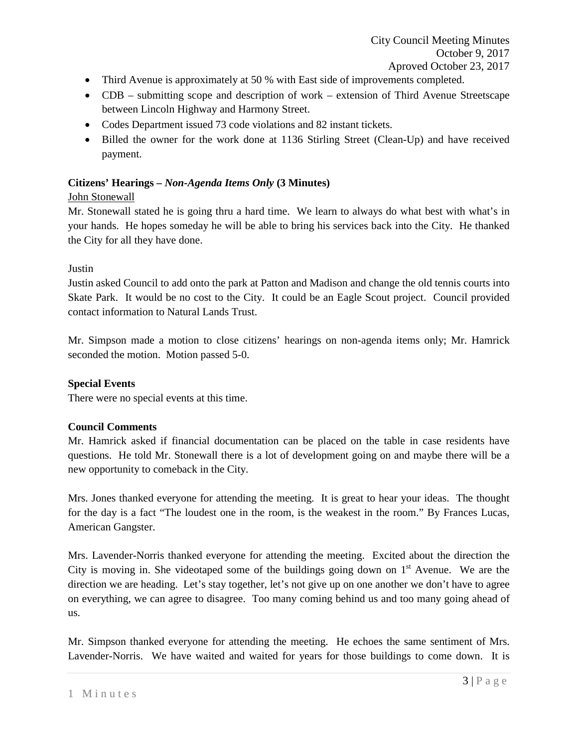- Third Avenue is approximately at 50 % with East side of improvements completed.
- CDB – submitting scope and description of work – extension of Third Avenue Streetscape between Lincoln Highway and Harmony Street.
- Codes Department issued 73 code violations and 82 instant tickets.
- Billed the owner for the work done at 1136 Stirling Street (Clean-Up) and have received payment.

**Citizens' Hearings –** ***Non-Agenda Items Only*** **(3 Minutes)**

John Stonewall

Mr. Stonewall stated he is going thru a hard time. We learn to always do what best with what's in your hands. He hopes someday he will be able to bring his services back into the City. He thanked the City for all they have done.

Justin

Justin asked Council to add onto the park at Patton and Madison and change the old tennis courts into Skate Park. It would be no cost to the City. It could be an Eagle Scout project. Council provided contact information to Natural Lands Trust.

Mr. Simpson made a motion to close citizens' hearings on non-agenda items only; Mr. Hamrick seconded the motion. Motion passed 5-0.

**Special Events**

There were no special events at this time.

**Council Comments**

Mr. Hamrick asked if financial documentation can be placed on the table in case residents have questions. He told Mr. Stonewall there is a lot of development going on and maybe there will be a new opportunity to comeback in the City.

Mrs. Jones thanked everyone for attending the meeting. It is great to hear your ideas. The thought for the day is a fact "The loudest one in the room, is the weakest in the room." By Frances Lucas, American Gangster.

Mrs. Lavender-Norris thanked everyone for attending the meeting. Excited about the direction the City is moving in. She videotaped some of the buildings going down on 1st Avenue. We are the direction we are heading. Let's stay together, let's not give up on one another we don't have to agree on everything, we can agree to disagree. Too many coming behind us and too many going ahead of us.

Mr. Simpson thanked everyone for attending the meeting. He echoes the same sentiment of Mrs. Lavender-Norris. We have waited and waited for years for those buildings to come down. It is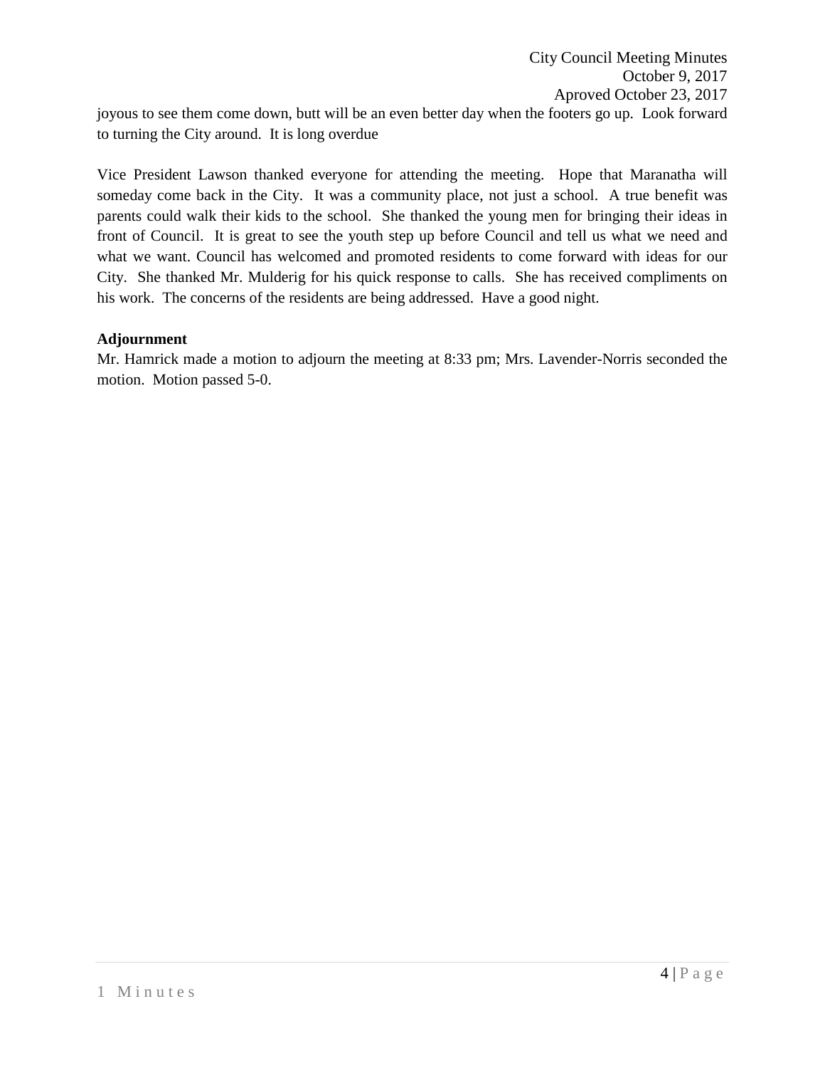joyous to see them come down, butt will be an even better day when the footers go up. Look forward to turning the City around. It is long overdue

Vice President Lawson thanked everyone for attending the meeting. Hope that Maranatha will someday come back in the City. It was a community place, not just a school. A true benefit was parents could walk their kids to the school. She thanked the young men for bringing their ideas in front of Council. It is great to see the youth step up before Council and tell us what we need and what we want. Council has welcomed and promoted residents to come forward with ideas for our City. She thanked Mr. Mulderig for his quick response to calls. She has received compliments on his work. The concerns of the residents are being addressed. Have a good night.

**Adjournment**

Mr. Hamrick made a motion to adjourn the meeting at 8:33 pm; Mrs. Lavender-Norris seconded the motion. Motion passed 5-0.